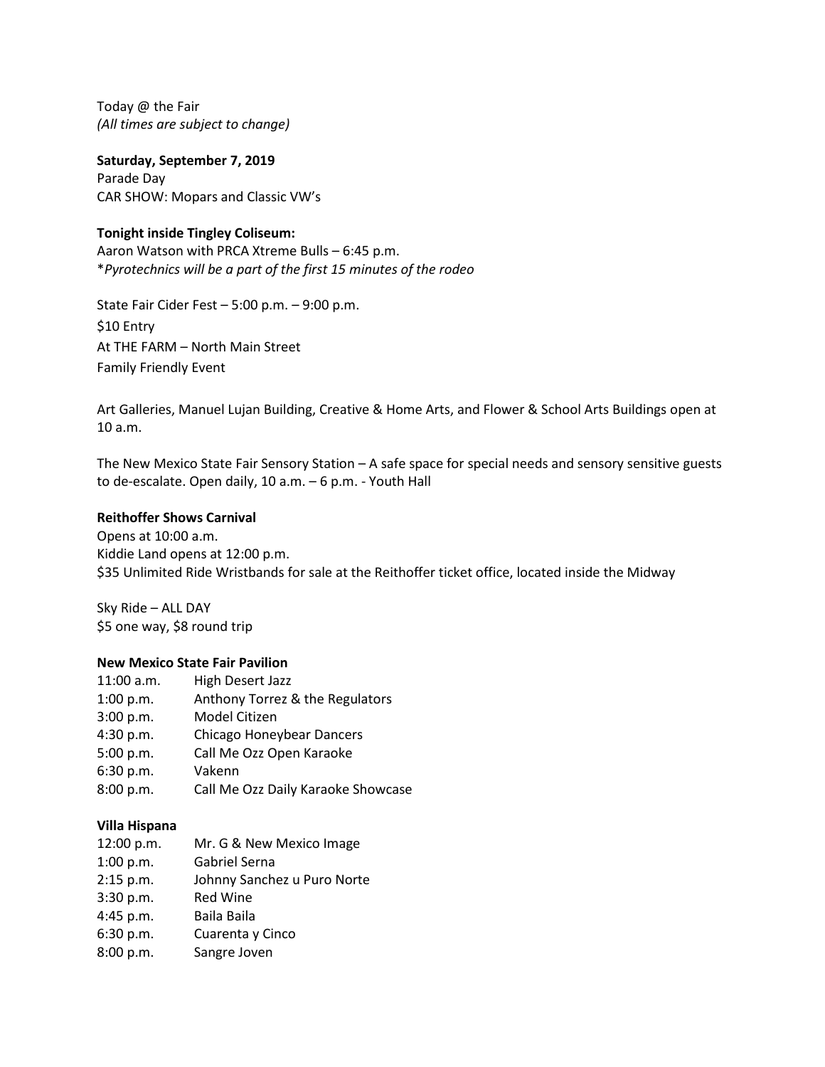Today @ the Fair
*(All times are subject to change)*

**Saturday, September 7, 2019**
Parade Day
CAR SHOW: Mopars and Classic VW's

**Tonight inside Tingley Coliseum:**
Aaron Watson with PRCA Xtreme Bulls – 6:45 p.m.
**Pyrotechnics will be a part of the first 15 minutes of the rodeo*

State Fair Cider Fest – 5:00 p.m. – 9:00 p.m.
$10 Entry
At THE FARM – North Main Street
Family Friendly Event

Art Galleries, Manuel Lujan Building, Creative & Home Arts, and Flower & School Arts Buildings open at 10 a.m.

The New Mexico State Fair Sensory Station – A safe space for special needs and sensory sensitive guests to de-escalate. Open daily, 10 a.m. – 6 p.m. - Youth Hall

**Reithoffer Shows Carnival**
Opens at 10:00 a.m.
Kiddie Land opens at 12:00 p.m.
$35 Unlimited Ride Wristbands for sale at the Reithoffer ticket office, located inside the Midway

Sky Ride – ALL DAY
$5 one way, $8 round trip

**New Mexico State Fair Pavilion**

| | |
|---|---|
| 11:00 a.m. | High Desert Jazz |
| 1:00 p.m. | Anthony Torrez & the Regulators |
| 3:00 p.m. | Model Citizen |
| 4:30 p.m. | Chicago Honeybear Dancers |
| 5:00 p.m. | Call Me Ozz Open Karaoke |
| 6:30 p.m. | Vakenn |
| 8:00 p.m. | Call Me Ozz Daily Karaoke Showcase |

**Villa Hispana**

| | |
|---|---|
| 12:00 p.m. | Mr. G & New Mexico Image |
| 1:00 p.m. | Gabriel Serna |
| 2:15 p.m. | Johnny Sanchez u Puro Norte |
| 3:30 p.m. | Red Wine |
| 4:45 p.m. | Baila Baila |
| 6:30 p.m. | Cuarenta y Cinco |
| 8:00 p.m. | Sangre Joven |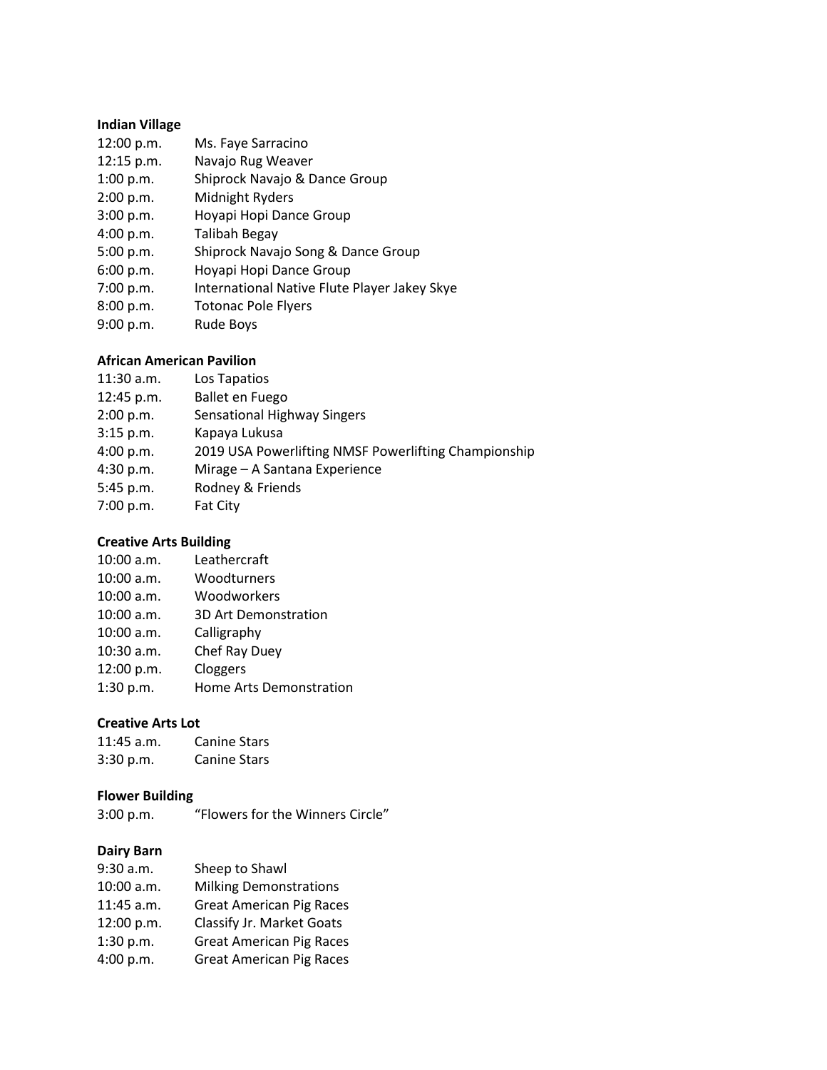**Indian Village**

| | |
|---|---|
| 12:00 p.m. | Ms. Faye Sarracino |
| 12:15 p.m. | Navajo Rug Weaver |
| 1:00 p.m. | Shiprock Navajo & Dance Group |
| 2:00 p.m. | Midnight Ryders |
| 3:00 p.m. | Hoyapi Hopi Dance Group |
| 4:00 p.m. | Talibah Begay |
| 5:00 p.m. | Shiprock Navajo Song & Dance Group |
| 6:00 p.m. | Hoyapi Hopi Dance Group |
| 7:00 p.m. | International Native Flute Player Jakey Skye |
| 8:00 p.m. | Totonac Pole Flyers |
| 9:00 p.m. | Rude Boys |

**African American Pavilion**

| | |
|---|---|
| 11:30 a.m. | Los Tapatios |
| 12:45 p.m. | Ballet en Fuego |
| 2:00 p.m. | Sensational Highway Singers |
| 3:15 p.m. | Kapaya Lukusa |
| 4:00 p.m. | 2019 USA Powerlifting NMSF Powerlifting Championship |
| 4:30 p.m. | Mirage – A Santana Experience |
| 5:45 p.m. | Rodney & Friends |
| 7:00 p.m. | Fat City |

**Creative Arts Building**

| | |
|---|---|
| 10:00 a.m. | Leathercraft |
| 10:00 a.m. | Woodturners |
| 10:00 a.m. | Woodworkers |
| 10:00 a.m. | 3D Art Demonstration |
| 10:00 a.m. | Calligraphy |
| 10:30 a.m. | Chef Ray Duey |
| 12:00 p.m. | Cloggers |
| 1:30 p.m. | Home Arts Demonstration |

**Creative Arts Lot**

| | |
|---|---|
| 11:45 a.m. | Canine Stars |
| 3:30 p.m. | Canine Stars |

**Flower Building**

| | |
|---|---|
| 3:00 p.m. | "Flowers for the Winners Circle" |

**Dairy Barn**

| | |
|---|---|
| 9:30 a.m. | Sheep to Shawl |
| 10:00 a.m. | Milking Demonstrations |
| 11:45 a.m. | Great American Pig Races |
| 12:00 p.m. | Classify Jr. Market Goats |
| 1:30 p.m. | Great American Pig Races |
| 4:00 p.m. | Great American Pig Races |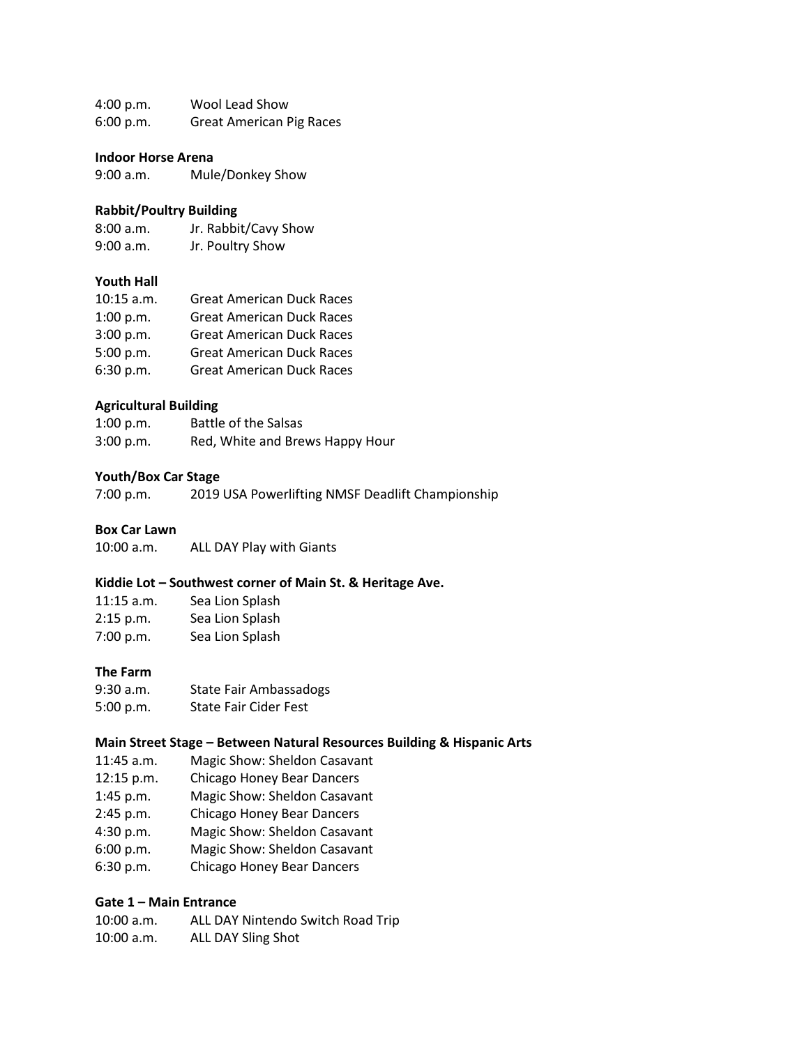| | |
|---|---|
| 4:00 p.m. | Wool Lead Show |
| 6:00 p.m. | Great American Pig Races |

**Indoor Horse Arena**

| | |
|---|---|
| 9:00 a.m. | Mule/Donkey Show |

**Rabbit/Poultry Building**

| | |
|---|---|
| 8:00 a.m. | Jr. Rabbit/Cavy Show |
| 9:00 a.m. | Jr. Poultry Show |

**Youth Hall**

| | |
|---|---|
| 10:15 a.m. | Great American Duck Races |
| 1:00 p.m. | Great American Duck Races |
| 3:00 p.m. | Great American Duck Races |
| 5:00 p.m. | Great American Duck Races |
| 6:30 p.m. | Great American Duck Races |

**Agricultural Building**

| | |
|---|---|
| 1:00 p.m. | Battle of the Salsas |
| 3:00 p.m. | Red, White and Brews Happy Hour |

**Youth/Box Car Stage**

| | |
|---|---|
| 7:00 p.m. | 2019 USA Powerlifting NMSF Deadlift Championship |

**Box Car Lawn**

| | |
|---|---|
| 10:00 a.m. | ALL DAY Play with Giants |

**Kiddie Lot – Southwest corner of Main St. & Heritage Ave.**

| | |
|---|---|
| 11:15 a.m. | Sea Lion Splash |
| 2:15 p.m. | Sea Lion Splash |
| 7:00 p.m. | Sea Lion Splash |

**The Farm**

| | |
|---|---|
| 9:30 a.m. | State Fair Ambassadogs |
| 5:00 p.m. | State Fair Cider Fest |

**Main Street Stage – Between Natural Resources Building & Hispanic Arts**

| | |
|---|---|
| 11:45 a.m. | Magic Show: Sheldon Casavant |
| 12:15 p.m. | Chicago Honey Bear Dancers |
| 1:45 p.m. | Magic Show: Sheldon Casavant |
| 2:45 p.m. | Chicago Honey Bear Dancers |
| 4:30 p.m. | Magic Show: Sheldon Casavant |
| 6:00 p.m. | Magic Show: Sheldon Casavant |
| 6:30 p.m. | Chicago Honey Bear Dancers |

**Gate 1 – Main Entrance**

| | |
|---|---|
| 10:00 a.m. | ALL DAY Nintendo Switch Road Trip |
| 10:00 a.m. | ALL DAY Sling Shot |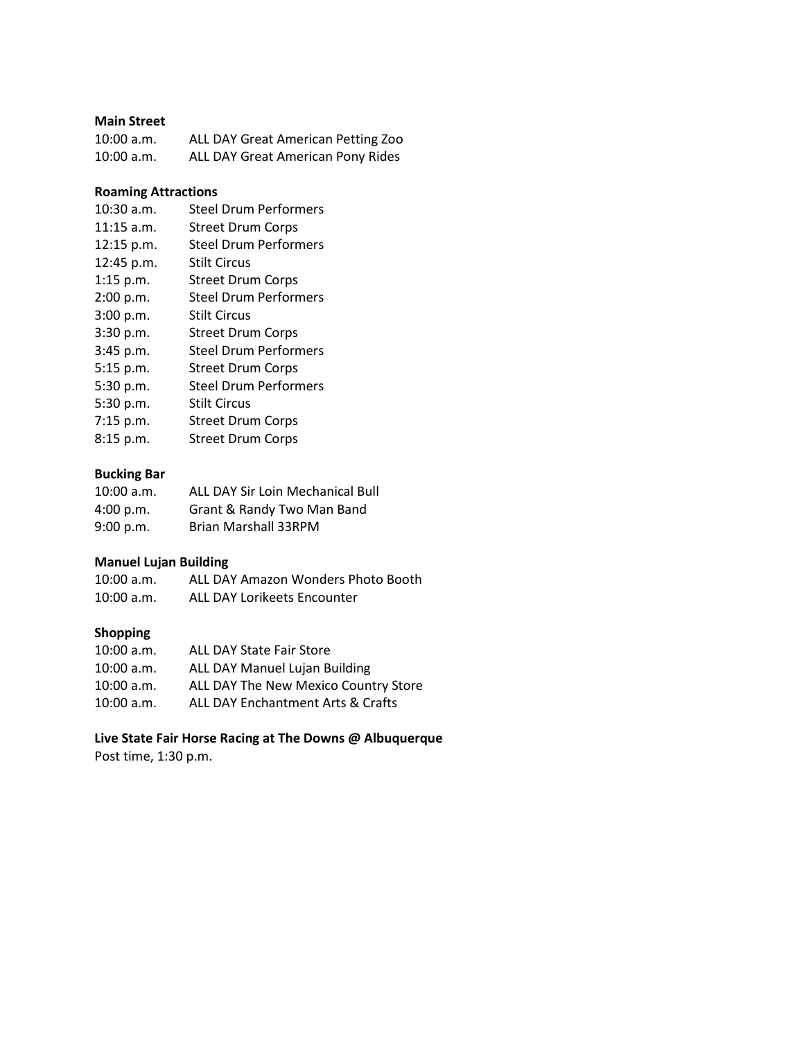**Main Street**

| | |
|---|---|
| 10:00 a.m. | ALL DAY Great American Petting Zoo |
| 10:00 a.m. | ALL DAY Great American Pony Rides |

**Roaming Attractions**

| | |
|---|---|
| 10:30 a.m. | Steel Drum Performers |
| 11:15 a.m. | Street Drum Corps |
| 12:15 p.m. | Steel Drum Performers |
| 12:45 p.m. | Stilt Circus |
| 1:15 p.m. | Street Drum Corps |
| 2:00 p.m. | Steel Drum Performers |
| 3:00 p.m. | Stilt Circus |
| 3:30 p.m. | Street Drum Corps |
| 3:45 p.m. | Steel Drum Performers |
| 5:15 p.m. | Street Drum Corps |
| 5:30 p.m. | Steel Drum Performers |
| 5:30 p.m. | Stilt Circus |
| 7:15 p.m. | Street Drum Corps |
| 8:15 p.m. | Street Drum Corps |

**Bucking Bar**

| | |
|---|---|
| 10:00 a.m. | ALL DAY Sir Loin Mechanical Bull |
| 4:00 p.m. | Grant & Randy Two Man Band |
| 9:00 p.m. | Brian Marshall 33RPM |

**Manuel Lujan Building**

| | |
|---|---|
| 10:00 a.m. | ALL DAY Amazon Wonders Photo Booth |
| 10:00 a.m. | ALL DAY Lorikeets Encounter |

**Shopping**

| | |
|---|---|
| 10:00 a.m. | ALL DAY State Fair Store |
| 10:00 a.m. | ALL DAY Manuel Lujan Building |
| 10:00 a.m. | ALL DAY The New Mexico Country Store |
| 10:00 a.m. | ALL DAY Enchantment Arts & Crafts |

**Live State Fair Horse Racing at The Downs @ Albuquerque**

Post time, 1:30 p.m.